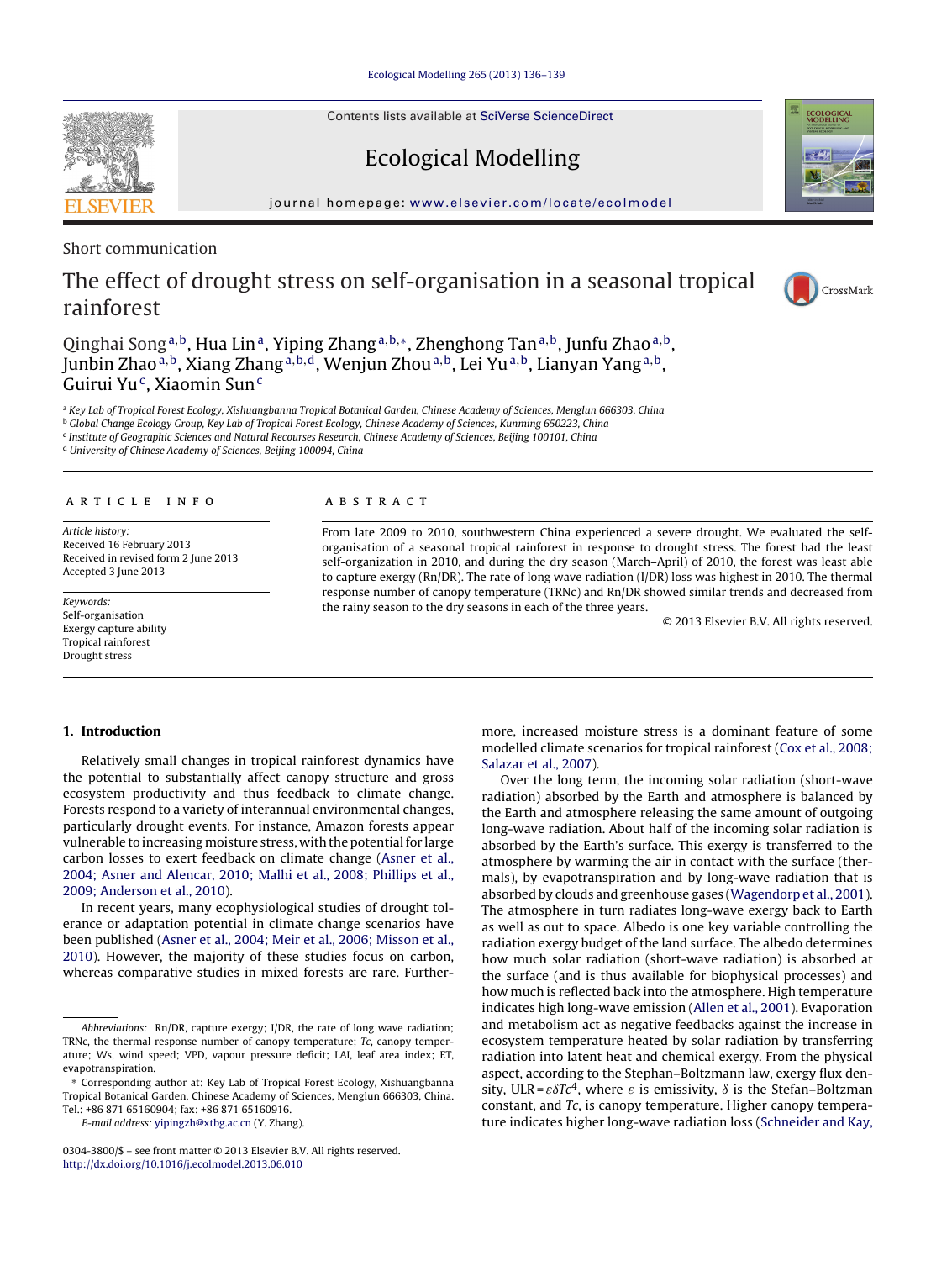Short communication

# The effect of drought stress on self-organisation in a seasonal tropical rainforest

Qinghai Song[a,b], Hua Lin[a], Yiping Zhang[a,b,*], Zhenghong Tan[a,b], Junfu Zhao[a,b], Junbin Zhao[a,b], Xiang Zhang[a,b,d], Wenjun Zhou[a,b], Lei Yu[a,b], Lianyan Yang[a,b], Guirui Yu[c], Xiaomin Sun[c]

[a] Key Lab of Tropical Forest Ecology, Xishuangbanna Tropical Botanical Garden, Chinese Academy of Sciences, Menglun 666303, China
[b] Global Change Ecology Group, Key Lab of Tropical Forest Ecology, Chinese Academy of Sciences, Kunming 650223, China
[c] Institute of Geographic Sciences and Natural Recourses Research, Chinese Academy of Sciences, Beijing 100101, China
[d] University of Chinese Academy of Sciences, Beijing 100094, China

## ARTICLE INFO

*Article history:*
Received 16 February 2013
Received in revised form 2 June 2013
Accepted 3 June 2013

*Keywords:*
Self-organisation
Exergy capture ability
Tropical rainforest
Drought stress

## ABSTRACT

From late 2009 to 2010, southwestern China experienced a severe drought. We evaluated the self-organisation of a seasonal tropical rainforest in response to drought stress. The forest had the least self-organization in 2010, and during the dry season (March–April) of 2010, the forest was least able to capture exergy (Rn/DR). The rate of long wave radiation (I/DR) loss was highest in 2010. The thermal response number of canopy temperature (TRNc) and Rn/DR showed similar trends and decreased from the rainy season to the dry seasons in each of the three years.

© 2013 Elsevier B.V. All rights reserved.

## 1. Introduction

Relatively small changes in tropical rainforest dynamics have the potential to substantially affect canopy structure and gross ecosystem productivity and thus feedback to climate change. Forests respond to a variety of interannual environmental changes, particularly drought events. For instance, Amazon forests appear vulnerable to increasing moisture stress, with the potential for large carbon losses to exert feedback on climate change (Asner et al., 2004; Asner and Alencar, 2010; Malhi et al., 2008; Phillips et al., 2009; Anderson et al., 2010).

In recent years, many ecophysiological studies of drought tolerance or adaptation potential in climate change scenarios have been published (Asner et al., 2004; Meir et al., 2006; Misson et al., 2010). However, the majority of these studies focus on carbon, whereas comparative studies in mixed forests are rare. Furthermore, increased moisture stress is a dominant feature of some modelled climate scenarios for tropical rainforest (Cox et al., 2008; Salazar et al., 2007).

Over the long term, the incoming solar radiation (short-wave radiation) absorbed by the Earth and atmosphere is balanced by the Earth and atmosphere releasing the same amount of outgoing long-wave radiation. About half of the incoming solar radiation is absorbed by the Earth's surface. This exergy is transferred to the atmosphere by warming the air in contact with the surface (thermals), by evapotranspiration and by long-wave radiation that is absorbed by clouds and greenhouse gases (Wagendorp et al., 2001). The atmosphere in turn radiates long-wave exergy back to Earth as well as out to space. Albedo is one key variable controlling the radiation exergy budget of the land surface. The albedo determines how much solar radiation (short-wave radiation) is absorbed at the surface (and is thus available for biophysical processes) and how much is reflected back into the atmosphere. High temperature indicates high long-wave emission (Allen et al., 2001). Evaporation and metabolism act as negative feedbacks against the increase in ecosystem temperature heated by solar radiation by transferring radiation into latent heat and chemical exergy. From the physical aspect, according to the Stephan–Boltzmann law, exergy flux density, $ULR = \varepsilon \delta Tc^4$, where $\varepsilon$ is emissivity, $\delta$ is the Stefan–Boltzman constant, and $Tc$, is canopy temperature. Higher canopy temperature indicates higher long-wave radiation loss (Schneider and Kay,

---

*Abbreviations:* Rn/DR, capture exergy; I/DR, the rate of long wave radiation; TRNc, the thermal response number of canopy temperature; *Tc*, canopy temperature; Ws, wind speed; VPD, vapour pressure deficit; LAI, leaf area index; ET, evapotranspiration.

\* Corresponding author at: Key Lab of Tropical Forest Ecology, Xishuangbanna Tropical Botanical Garden, Chinese Academy of Sciences, Menglun 666303, China. Tel.: +86 871 65160904; fax: +86 871 65160916.
*E-mail address:* yipingzh@xtbg.ac.cn (Y. Zhang).

0304-3800/$ – see front matter © 2013 Elsevier B.V. All rights reserved.
http://dx.doi.org/10.1016/j.ecolmodel.2013.06.010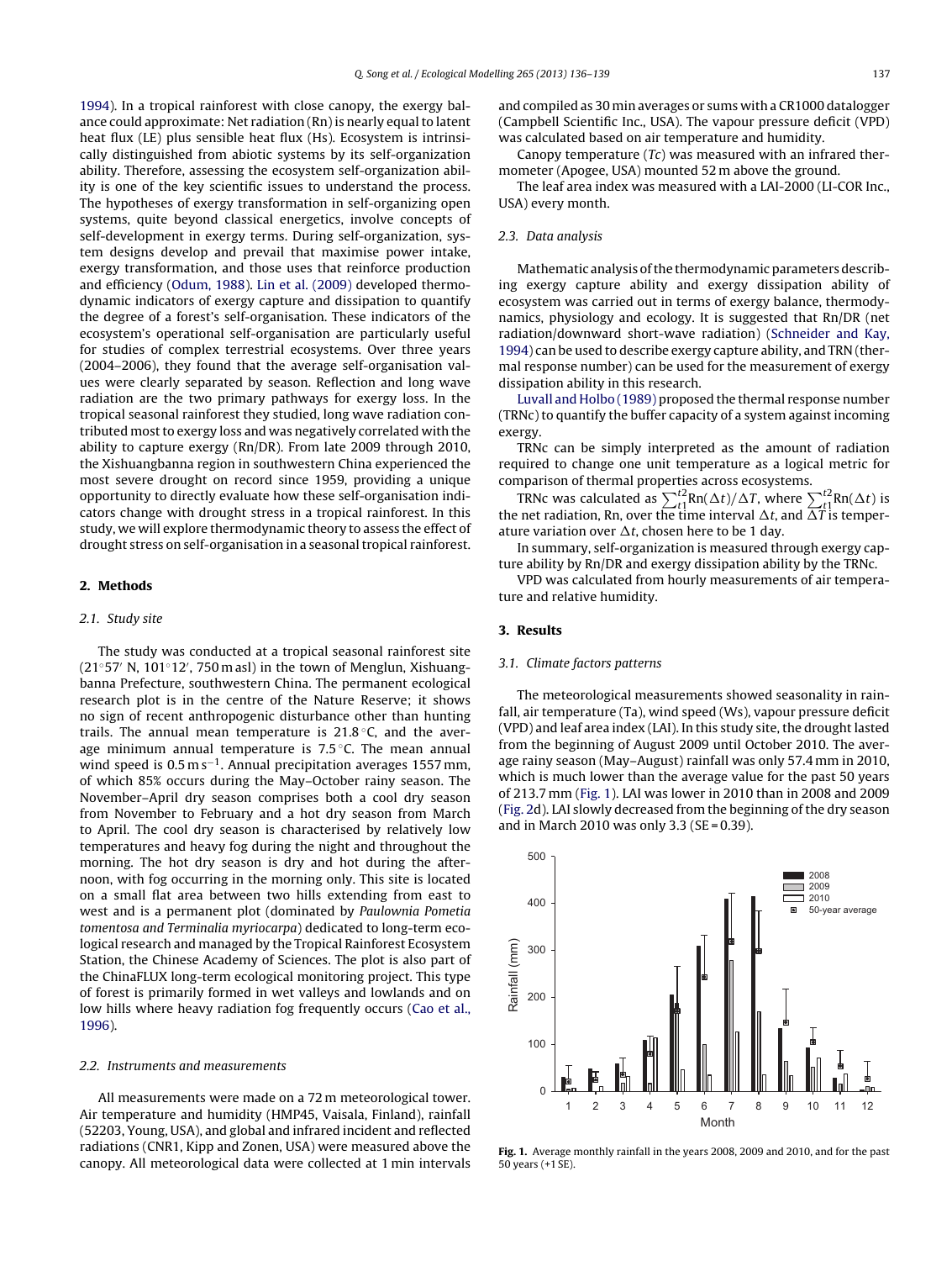1994). In a tropical rainforest with close canopy, the exergy balance could approximate: Net radiation (Rn) is nearly equal to latent heat flux (LE) plus sensible heat flux (Hs). Ecosystem is intrinsically distinguished from abiotic systems by its self-organization ability. Therefore, assessing the ecosystem self-organization ability is one of the key scientific issues to understand the process. The hypotheses of exergy transformation in self-organizing open systems, quite beyond classical energetics, involve concepts of self-development in exergy terms. During self-organization, system designs develop and prevail that maximise power intake, exergy transformation, and those uses that reinforce production and efficiency (Odum, 1988). Lin et al. (2009) developed thermodynamic indicators of exergy capture and dissipation to quantify the degree of a forest's self-organisation. These indicators of the ecosystem's operational self-organisation are particularly useful for studies of complex terrestrial ecosystems. Over three years (2004–2006), they found that the average self-organisation values were clearly separated by season. Reflection and long wave radiation are the two primary pathways for exergy loss. In the tropical seasonal rainforest they studied, long wave radiation contributed most to exergy loss and was negatively correlated with the ability to capture exergy (Rn/DR). From late 2009 through 2010, the Xishuangbanna region in southwestern China experienced the most severe drought on record since 1959, providing a unique opportunity to directly evaluate how these self-organisation indicators change with drought stress in a tropical rainforest. In this study, we will explore thermodynamic theory to assess the effect of drought stress on self-organisation in a seasonal tropical rainforest.

## 2. Methods

### 2.1. Study site

The study was conducted at a tropical seasonal rainforest site (21°57′ N, 101°12′, 750 m asl) in the town of Menglun, Xishuangbanna Prefecture, southwestern China. The permanent ecological research plot is in the centre of the Nature Reserve; it shows no sign of recent anthropogenic disturbance other than hunting trails. The annual mean temperature is 21.8 °C, and the average minimum annual temperature is 7.5 °C. The mean annual wind speed is 0.5 m s$^{-1}$. Annual precipitation averages 1557 mm, of which 85% occurs during the May–October rainy season. The November–April dry season comprises both a cool dry season from November to February and a hot dry season from March to April. The cool dry season is characterised by relatively low temperatures and heavy fog during the night and throughout the morning. The hot dry season is dry and hot during the afternoon, with fog occurring in the morning only. This site is located on a small flat area between two hills extending from east to west and is a permanent plot (dominated by *Paulownia Pometia tomentosa and Terminalia myriocarpa*) dedicated to long-term ecological research and managed by the Tropical Rainforest Ecosystem Station, the Chinese Academy of Sciences. The plot is also part of the ChinaFLUX long-term ecological monitoring project. This type of forest is primarily formed in wet valleys and lowlands and on low hills where heavy radiation fog frequently occurs (Cao et al., 1996).

### 2.2. Instruments and measurements

All measurements were made on a 72 m meteorological tower. Air temperature and humidity (HMP45, Vaisala, Finland), rainfall (52203, Young, USA), and global and infrared incident and reflected radiations (CNR1, Kipp and Zonen, USA) were measured above the canopy. All meteorological data were collected at 1 min intervals and compiled as 30 min averages or sums with a CR1000 datalogger (Campbell Scientific Inc., USA). The vapour pressure deficit (VPD) was calculated based on air temperature and humidity.

Canopy temperature (*Tc*) was measured with an infrared thermometer (Apogee, USA) mounted 52 m above the ground.

The leaf area index was measured with a LAI-2000 (LI-COR Inc., USA) every month.

### 2.3. Data analysis

Mathematic analysis of the thermodynamic parameters describing exergy capture ability and exergy dissipation ability of ecosystem was carried out in terms of exergy balance, thermodynamics, physiology and ecology. It is suggested that Rn/DR (net radiation/downward short-wave radiation) (Schneider and Kay, 1994) can be used to describe exergy capture ability, and TRN (thermal response number) can be used for the measurement of exergy dissipation ability in this research.

Luvall and Holbo (1989) proposed the thermal response number (TRNc) to quantify the buffer capacity of a system against incoming exergy.

TRNc can be simply interpreted as the amount of radiation required to change one unit temperature as a logical metric for comparison of thermal properties across ecosystems.

TRNc was calculated as $\sum_{t1}^{t2}\mathrm{Rn}(\Delta t)/\Delta T$, where $\sum_{t1}^{t2}\mathrm{Rn}(\Delta t)$ is the net radiation, Rn, over the time interval $\Delta t$, and $\Delta T$ is temperature variation over $\Delta t$, chosen here to be 1 day.

In summary, self-organization is measured through exergy capture ability by Rn/DR and exergy dissipation ability by the TRNc.

VPD was calculated from hourly measurements of air temperature and relative humidity.

## 3. Results

### 3.1. Climate factors patterns

The meteorological measurements showed seasonality in rainfall, air temperature (Ta), wind speed (Ws), vapour pressure deficit (VPD) and leaf area index (LAI). In this study site, the drought lasted from the beginning of August 2009 until October 2010. The average rainy season (May–August) rainfall was only 57.4 mm in 2010, which is much lower than the average value for the past 50 years of 213.7 mm (Fig. 1). LAI was lower in 2010 than in 2008 and 2009 (Fig. 2d). LAI slowly decreased from the beginning of the dry season and in March 2010 was only 3.3 (SE = 0.39).

**Fig. 1.** Average monthly rainfall in the years 2008, 2009 and 2010, and for the past 50 years (+1 SE).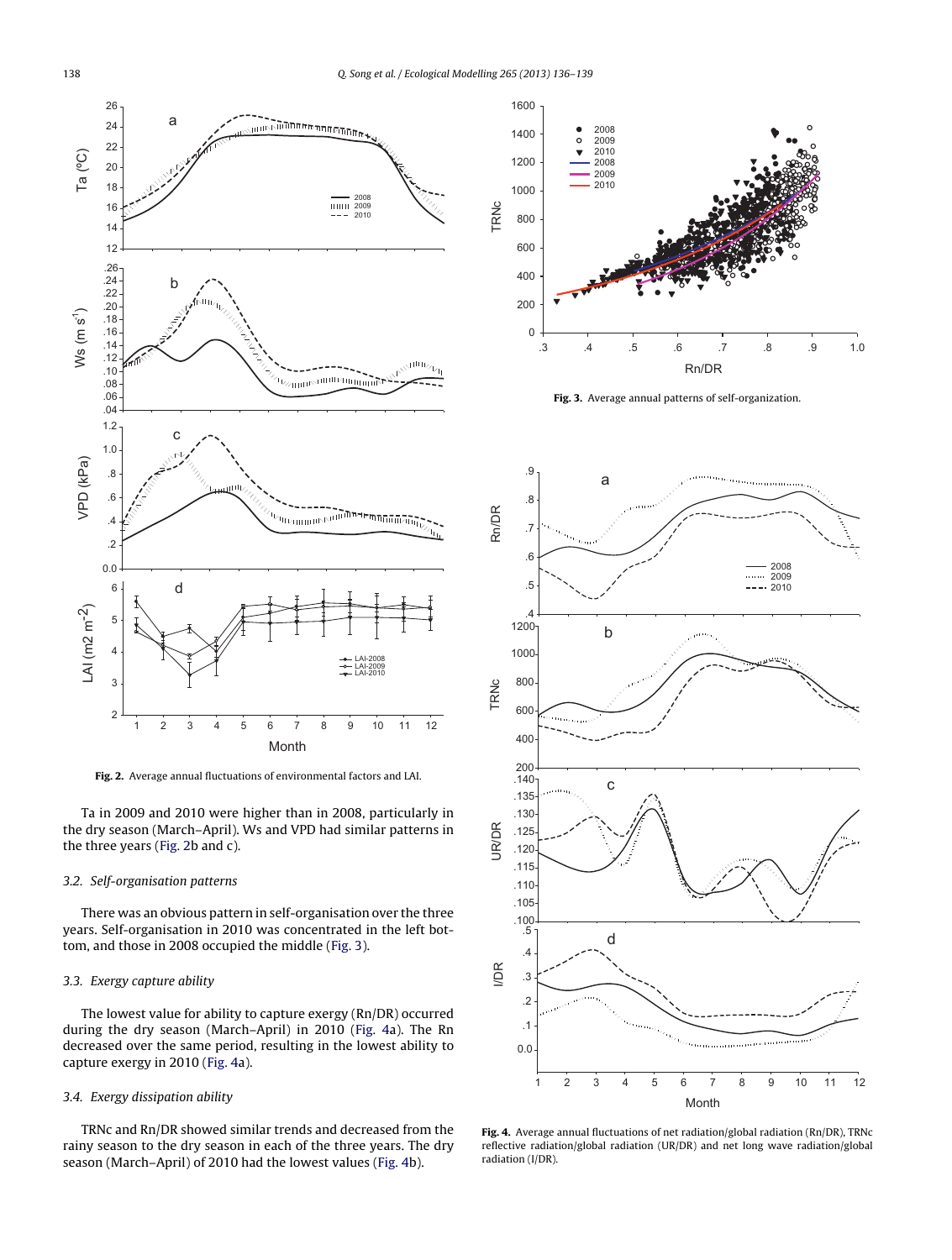Fig. 2. Average annual fluctuations of environmental factors and LAI.

Ta in 2009 and 2010 were higher than in 2008, particularly in the dry season (March–April). Ws and VPD had similar patterns in the three years (Fig. 2b and c).

### 3.2. Self-organisation patterns

There was an obvious pattern in self-organisation over the three years. Self-organisation in 2010 was concentrated in the left bottom, and those in 2008 occupied the middle (Fig. 3).

### 3.3. Exergy capture ability

The lowest value for ability to capture exergy (Rn/DR) occurred during the dry season (March–April) in 2010 (Fig. 4a). The Rn decreased over the same period, resulting in the lowest ability to capture exergy in 2010 (Fig. 4a).

### 3.4. Exergy dissipation ability

TRNc and Rn/DR showed similar trends and decreased from the rainy season to the dry season in each of the three years. The dry season (March–April) of 2010 had the lowest values (Fig. 4b).

Fig. 3. Average annual patterns of self-organization.

Fig. 4. Average annual fluctuations of net radiation/global radiation (Rn/DR), TRNc reflective radiation/global radiation (UR/DR) and net long wave radiation/global radiation (I/DR).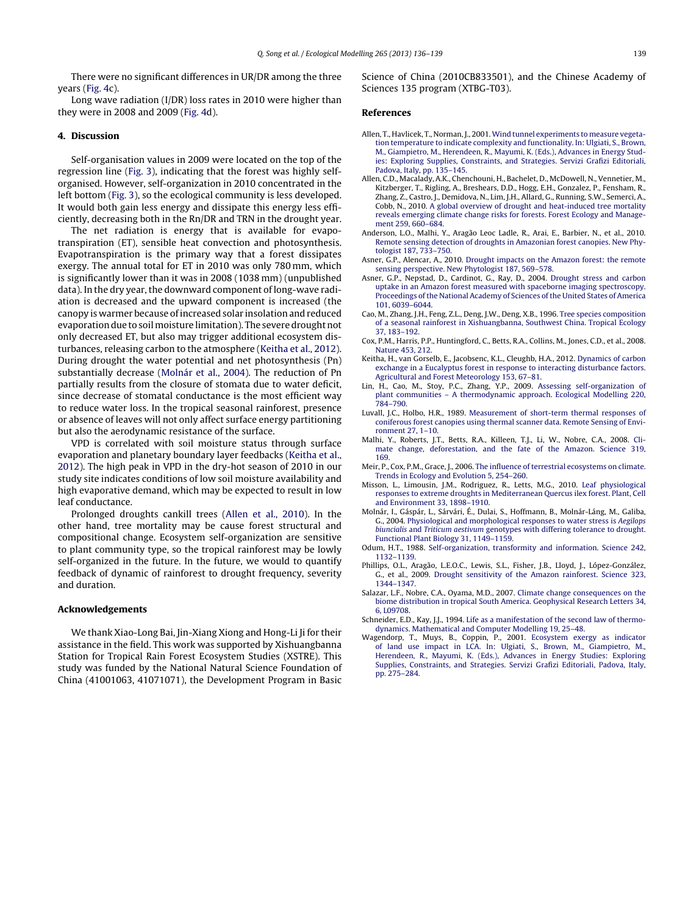There were no significant differences in UR/DR among the three years (Fig. 4c).

Long wave radiation (I/DR) loss rates in 2010 were higher than they were in 2008 and 2009 (Fig. 4d).

## 4. Discussion

Self-organisation values in 2009 were located on the top of the regression line (Fig. 3), indicating that the forest was highly self-organised. However, self-organization in 2010 concentrated in the left bottom (Fig. 3), so the ecological community is less developed. It would both gain less energy and dissipate this energy less efficiently, decreasing both in the Rn/DR and TRN in the drought year.

The net radiation is energy that is available for evapotranspiration (ET), sensible heat convection and photosynthesis. Evapotranspiration is the primary way that a forest dissipates exergy. The annual total for ET in 2010 was only 780 mm, which is significantly lower than it was in 2008 (1038 mm) (unpublished data). In the dry year, the downward component of long-wave radiation is decreased and the upward component is increased (the canopy is warmer because of increased solar insolation and reduced evaporation due to soil moisture limitation). The severe drought not only decreased ET, but also may trigger additional ecosystem disturbances, releasing carbon to the atmosphere (Keitha et al., 2012). During drought the water potential and net photosynthesis (Pn) substantially decrease (Molnár et al., 2004). The reduction of Pn partially results from the closure of stomata due to water deficit, since decrease of stomatal conductance is the most efficient way to reduce water loss. In the tropical seasonal rainforest, presence or absence of leaves will not only affect surface energy partitioning but also the aerodynamic resistance of the surface.

VPD is correlated with soil moisture status through surface evaporation and planetary boundary layer feedbacks (Keitha et al., 2012). The high peak in VPD in the dry-hot season of 2010 in our study site indicates conditions of low soil moisture availability and high evaporative demand, which may be expected to result in low leaf conductance.

Prolonged droughts cankill trees (Allen et al., 2010). In the other hand, tree mortality may be cause forest structural and compositional change. Ecosystem self-organization are sensitive to plant community type, so the tropical rainforest may be lowly self-organized in the future. In the future, we would to quantify feedback of dynamic of rainforest to drought frequency, severity and duration.

## Acknowledgements

We thank Xiao-Long Bai, Jin-Xiang Xiong and Hong-Li Ji for their assistance in the field. This work was supported by Xishuangbanna Station for Tropical Rain Forest Ecosystem Studies (XSTRE). This study was funded by the National Natural Science Foundation of China (41001063, 41071071), the Development Program in Basic Science of China (2010CB833501), and the Chinese Academy of Sciences 135 program (XTBG-T03).

## References

Allen, T., Havlicek, T., Norman, J., 2001. Wind tunnel experiments to measure vegetation temperature to indicate complexity and functionality. In: Ulgiati, S., Brown, M., Giampietro, M., Herendeen, R., Mayumi, K. (Eds.), Advances in Energy Studies: Exploring Supplies, Constraints, and Strategies. Servizi Grafizi Editoriali, Padova, Italy, pp. 135–145.

Allen, C.D., Macalady, A.K., Chenchouni, H., Bachelet, D., McDowell, N., Vennetier, M., Kitzberger, T., Rigling, A., Breshears, D.D., Hogg, E.H., Gonzalez, P., Fensham, R., Zhang, Z., Castro, J., Demidova, N., Lim, J.H., Allard, G., Running, S.W., Semerci, A., Cobb, N., 2010. A global overview of drought and heat-induced tree mortality reveals emerging climate change risks for forests. Forest Ecology and Management 259, 660–684.

Anderson, L.O., Malhi, Y., Aragão Leoc Ladle, R., Arai, E., Barbier, N., et al., 2010. Remote sensing detection of droughts in Amazonian forest canopies. New Phytologist 187, 733–750.

Asner, G.P., Alencar, A., 2010. Drought impacts on the Amazon forest: the remote sensing perspective. New Phytologist 187, 569–578.

Asner, G.P., Nepstad, D., Cardinot, G., Ray, D., 2004. Drought stress and carbon uptake in an Amazon forest measured with spaceborne imaging spectroscopy. Proceedings of the National Academy of Sciences of the United States of America 101, 6039–6044.

Cao, M., Zhang, J.H., Feng, Z.L., Deng, J.W., Deng, X.B., 1996. Tree species composition of a seasonal rainforest in Xishuangbanna, Southwest China. Tropical Ecology 37, 183–192.

Cox, P.M., Harris, P.P., Huntingford, C., Betts, R.A., Collins, M., Jones, C.D., et al., 2008. Nature 453, 212.

Keitha, H., van Gorselb, E., Jacobsenc, K.L., Cleughb, H.A., 2012. Dynamics of carbon exchange in a Eucalyptus forest in response to interacting disturbance factors. Agricultural and Forest Meteorology 153, 67–81.

Lin, H., Cao, M., Stoy, P.C., Zhang, Y.P., 2009. Assessing self-organization of plant communities – A thermodynamic approach. Ecological Modelling 220, 784–790.

Luvall, J.C., Holbo, H.R., 1989. Measurement of short-term thermal responses of coniferous forest canopies using thermal scanner data. Remote Sensing of Environment 27, 1–10.

Malhi, Y., Roberts, J.T., Betts, R.A., Killeen, T.J., Li, W., Nobre, C.A., 2008. Climate change, deforestation, and the fate of the Amazon. Science 319, 169.

Meir, P., Cox, P.M., Grace, J., 2006. The influence of terrestrial ecosystems on climate. Trends in Ecology and Evolution 5, 254–260.

Misson, L., Limousin, J.M., Rodriguez, R., Letts, M.G., 2010. Leaf physiological responses to extreme droughts in Mediterranean Quercus ilex forest. Plant, Cell and Environment 33, 1898–1910.

Molnár, I., Gáspár, L., Sárvári, É., Dulai, S., Hoffmann, B., Molnár-Láng, M., Galiba, G., 2004. Physiological and morphological responses to water stress is *Aegilops biuncialis* and *Triticum aestivum* genotypes with differing tolerance to drought. Functional Plant Biology 31, 1149–1159.

Odum, H.T., 1988. Self-organization, transformity and information. Science 242, 1132–1139.

Phillips, O.L., Aragão, L.E.O.C., Lewis, S.L., Fisher, J.B., Lloyd, J., López-González, G., et al., 2009. Drought sensitivity of the Amazon rainforest. Science 323, 1344–1347.

Salazar, L.F., Nobre, C.A., Oyama, M.D., 2007. Climate change consequences on the biome distribution in tropical South America. Geophysical Research Letters 34, 6, L09708.

Schneider, E.D., Kay, J.J., 1994. Life as a manifestation of the second law of thermodynamics. Mathematical and Computer Modelling 19, 25–48.

Wagendorp, T., Muys, B., Coppin, P., 2001. Ecosystem exergy as indicator of land use impact in LCA. In: Ulgiati, S., Brown, M., Giampietro, M., Herendeen, R., Mayumi, K. (Eds.), Advances in Energy Studies: Exploring Supplies, Constraints, and Strategies. Servizi Grafizi Editoriali, Padova, Italy, pp. 275–284.